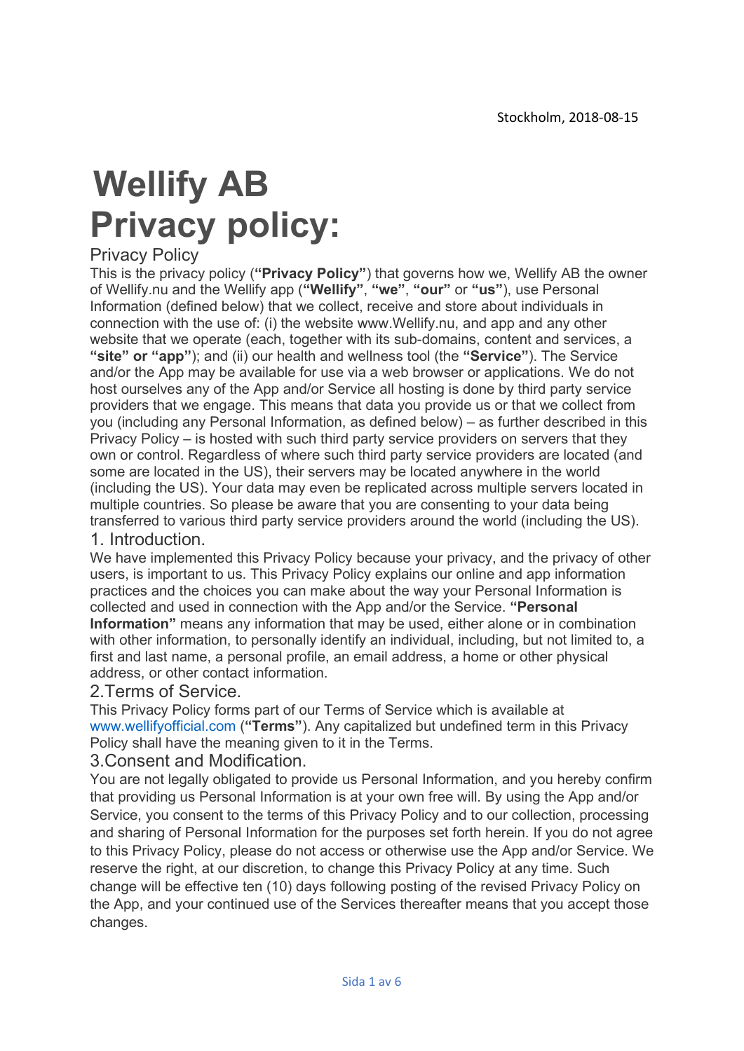Stockholm, 2018-08-15

# Wellify AB
# Privacy policy:

## Privacy Policy

This is the privacy policy (**"Privacy Policy"**) that governs how we, Wellify AB the owner of Wellify.nu and the Wellify app (**"Wellify"**, **"we"**, **"our"** or **"us"**), use Personal Information (defined below) that we collect, receive and store about individuals in connection with the use of: (i) the website www.Wellify.nu, and app and any other website that we operate (each, together with its sub-domains, content and services, a **"site" or "app"**); and (ii) our health and wellness tool (the **"Service"**). The Service and/or the App may be available for use via a web browser or applications. We do not host ourselves any of the App and/or Service all hosting is done by third party service providers that we engage. This means that data you provide us or that we collect from you (including any Personal Information, as defined below) – as further described in this Privacy Policy – is hosted with such third party service providers on servers that they own or control. Regardless of where such third party service providers are located (and some are located in the US), their servers may be located anywhere in the world (including the US). Your data may even be replicated across multiple servers located in multiple countries. So please be aware that you are consenting to your data being transferred to various third party service providers around the world (including the US).

## 1. Introduction.

We have implemented this Privacy Policy because your privacy, and the privacy of other users, is important to us. This Privacy Policy explains our online and app information practices and the choices you can make about the way your Personal Information is collected and used in connection with the App and/or the Service. **"Personal Information"** means any information that may be used, either alone or in combination with other information, to personally identify an individual, including, but not limited to, a first and last name, a personal profile, an email address, a home or other physical address, or other contact information.

## 2.Terms of Service.

This Privacy Policy forms part of our Terms of Service which is available at www.wellifyofficial.com (**"Terms"**). Any capitalized but undefined term in this Privacy Policy shall have the meaning given to it in the Terms.

## 3.Consent and Modification.

You are not legally obligated to provide us Personal Information, and you hereby confirm that providing us Personal Information is at your own free will. By using the App and/or Service, you consent to the terms of this Privacy Policy and to our collection, processing and sharing of Personal Information for the purposes set forth herein. If you do not agree to this Privacy Policy, please do not access or otherwise use the App and/or Service. We reserve the right, at our discretion, to change this Privacy Policy at any time. Such change will be effective ten (10) days following posting of the revised Privacy Policy on the App, and your continued use of the Services thereafter means that you accept those changes.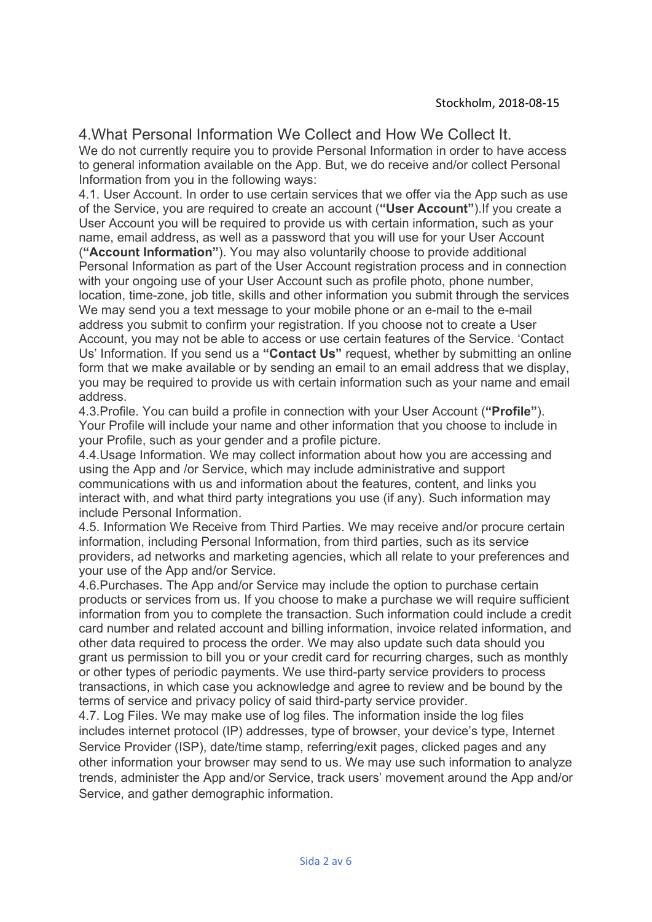Stockholm, 2018-08-15

## 4.What Personal Information We Collect and How We Collect It.

We do not currently require you to provide Personal Information in order to have access to general information available on the App. But, we do receive and/or collect Personal Information from you in the following ways:

4.1. User Account. In order to use certain services that we offer via the App such as use of the Service, you are required to create an account (**"User Account"**).If you create a User Account you will be required to provide us with certain information, such as your name, email address, as well as a password that you will use for your User Account (**"Account Information"**). You may also voluntarily choose to provide additional Personal Information as part of the User Account registration process and in connection with your ongoing use of your User Account such as profile photo, phone number, location, time-zone, job title, skills and other information you submit through the services We may send you a text message to your mobile phone or an e-mail to the e-mail address you submit to confirm your registration. If you choose not to create a User Account, you may not be able to access or use certain features of the Service. 'Contact Us' Information. If you send us a **"Contact Us"** request, whether by submitting an online form that we make available or by sending an email to an email address that we display, you may be required to provide us with certain information such as your name and email address.

4.3.Profile. You can build a profile in connection with your User Account (**"Profile"**). Your Profile will include your name and other information that you choose to include in your Profile, such as your gender and a profile picture.

4.4.Usage Information. We may collect information about how you are accessing and using the App and /or Service, which may include administrative and support communications with us and information about the features, content, and links you interact with, and what third party integrations you use (if any). Such information may include Personal Information.

4.5. Information We Receive from Third Parties. We may receive and/or procure certain information, including Personal Information, from third parties, such as its service providers, ad networks and marketing agencies, which all relate to your preferences and your use of the App and/or Service.

4.6.Purchases. The App and/or Service may include the option to purchase certain products or services from us. If you choose to make a purchase we will require sufficient information from you to complete the transaction. Such information could include a credit card number and related account and billing information, invoice related information, and other data required to process the order. We may also update such data should you grant us permission to bill you or your credit card for recurring charges, such as monthly or other types of periodic payments. We use third-party service providers to process transactions, in which case you acknowledge and agree to review and be bound by the terms of service and privacy policy of said third-party service provider.

4.7. Log Files. We may make use of log files. The information inside the log files includes internet protocol (IP) addresses, type of browser, your device's type, Internet Service Provider (ISP), date/time stamp, referring/exit pages, clicked pages and any other information your browser may send to us. We may use such information to analyze trends, administer the App and/or Service, track users' movement around the App and/or Service, and gather demographic information.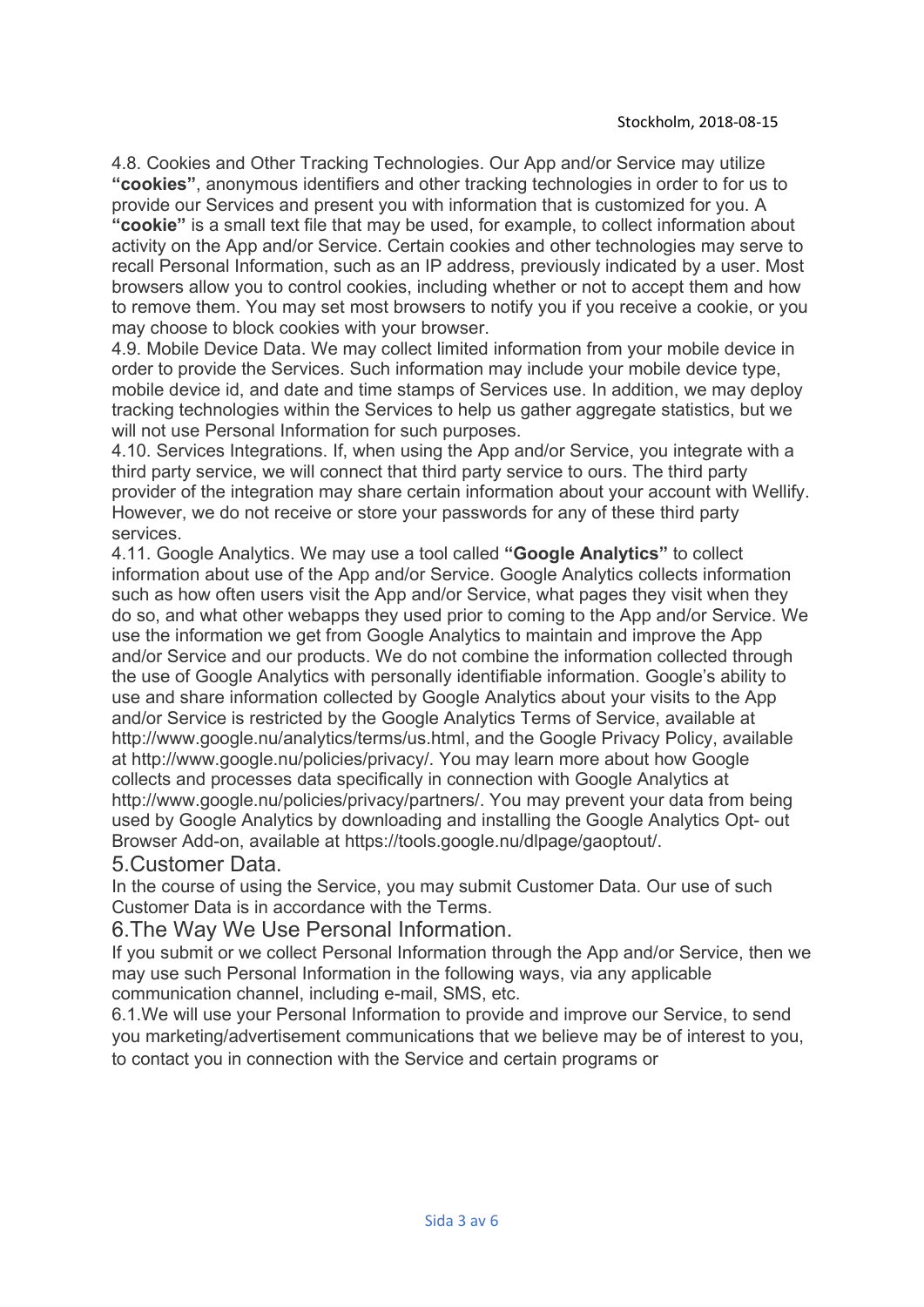Stockholm, 2018-08-15

4.8. Cookies and Other Tracking Technologies. Our App and/or Service may utilize **"cookies"**, anonymous identifiers and other tracking technologies in order to for us to provide our Services and present you with information that is customized for you. A **"cookie"** is a small text file that may be used, for example, to collect information about activity on the App and/or Service. Certain cookies and other technologies may serve to recall Personal Information, such as an IP address, previously indicated by a user. Most browsers allow you to control cookies, including whether or not to accept them and how to remove them. You may set most browsers to notify you if you receive a cookie, or you may choose to block cookies with your browser.

4.9. Mobile Device Data. We may collect limited information from your mobile device in order to provide the Services. Such information may include your mobile device type, mobile device id, and date and time stamps of Services use. In addition, we may deploy tracking technologies within the Services to help us gather aggregate statistics, but we will not use Personal Information for such purposes.

4.10. Services Integrations. If, when using the App and/or Service, you integrate with a third party service, we will connect that third party service to ours. The third party provider of the integration may share certain information about your account with Wellify. However, we do not receive or store your passwords for any of these third party services.

4.11. Google Analytics. We may use a tool called **"Google Analytics"** to collect information about use of the App and/or Service. Google Analytics collects information such as how often users visit the App and/or Service, what pages they visit when they do so, and what other webapps they used prior to coming to the App and/or Service. We use the information we get from Google Analytics to maintain and improve the App and/or Service and our products. We do not combine the information collected through the use of Google Analytics with personally identifiable information. Google's ability to use and share information collected by Google Analytics about your visits to the App and/or Service is restricted by the Google Analytics Terms of Service, available at http://www.google.nu/analytics/terms/us.html, and the Google Privacy Policy, available at http://www.google.nu/policies/privacy/. You may learn more about how Google collects and processes data specifically in connection with Google Analytics at http://www.google.nu/policies/privacy/partners/. You may prevent your data from being used by Google Analytics by downloading and installing the Google Analytics Opt- out Browser Add-on, available at https://tools.google.nu/dlpage/gaoptout/.

## 5.Customer Data.

In the course of using the Service, you may submit Customer Data. Our use of such Customer Data is in accordance with the Terms.

## 6.The Way We Use Personal Information.

If you submit or we collect Personal Information through the App and/or Service, then we may use such Personal Information in the following ways, via any applicable communication channel, including e-mail, SMS, etc.

6.1.We will use your Personal Information to provide and improve our Service, to send you marketing/advertisement communications that we believe may be of interest to you, to contact you in connection with the Service and certain programs or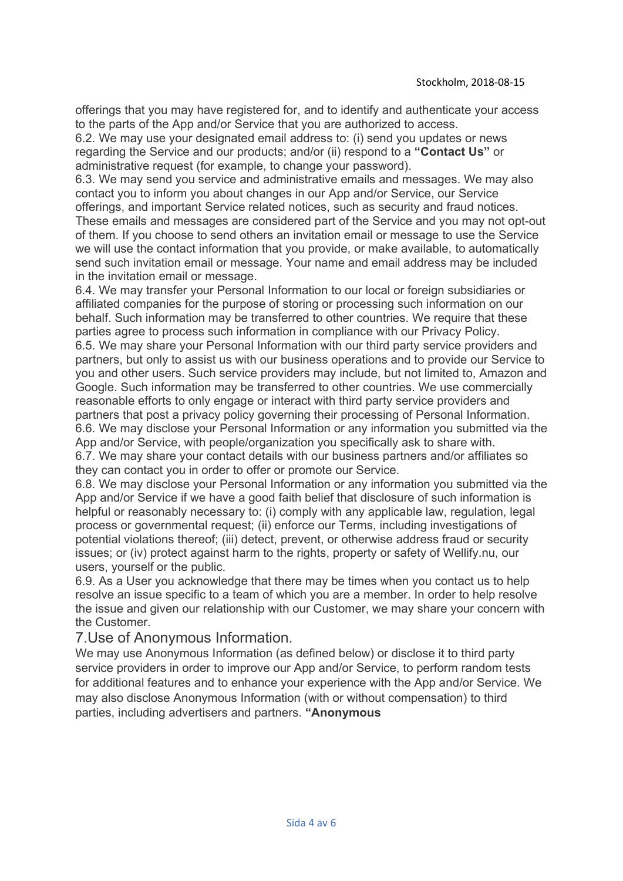offerings that you may have registered for, and to identify and authenticate your access to the parts of the App and/or Service that you are authorized to access.

6.2. We may use your designated email address to: (i) send you updates or news regarding the Service and our products; and/or (ii) respond to a **"Contact Us"** or administrative request (for example, to change your password).

6.3. We may send you service and administrative emails and messages. We may also contact you to inform you about changes in our App and/or Service, our Service offerings, and important Service related notices, such as security and fraud notices. These emails and messages are considered part of the Service and you may not opt-out of them. If you choose to send others an invitation email or message to use the Service we will use the contact information that you provide, or make available, to automatically send such invitation email or message. Your name and email address may be included in the invitation email or message.

6.4. We may transfer your Personal Information to our local or foreign subsidiaries or affiliated companies for the purpose of storing or processing such information on our behalf. Such information may be transferred to other countries. We require that these parties agree to process such information in compliance with our Privacy Policy.

6.5. We may share your Personal Information with our third party service providers and partners, but only to assist us with our business operations and to provide our Service to you and other users. Such service providers may include, but not limited to, Amazon and Google. Such information may be transferred to other countries. We use commercially reasonable efforts to only engage or interact with third party service providers and partners that post a privacy policy governing their processing of Personal Information.

6.6. We may disclose your Personal Information or any information you submitted via the App and/or Service, with people/organization you specifically ask to share with.

6.7. We may share your contact details with our business partners and/or affiliates so they can contact you in order to offer or promote our Service.

6.8. We may disclose your Personal Information or any information you submitted via the App and/or Service if we have a good faith belief that disclosure of such information is helpful or reasonably necessary to: (i) comply with any applicable law, regulation, legal process or governmental request; (ii) enforce our Terms, including investigations of potential violations thereof; (iii) detect, prevent, or otherwise address fraud or security issues; or (iv) protect against harm to the rights, property or safety of Wellify.nu, our users, yourself or the public.

6.9. As a User you acknowledge that there may be times when you contact us to help resolve an issue specific to a team of which you are a member. In order to help resolve the issue and given our relationship with our Customer, we may share your concern with the Customer.

## 7.Use of Anonymous Information.

We may use Anonymous Information (as defined below) or disclose it to third party service providers in order to improve our App and/or Service, to perform random tests for additional features and to enhance your experience with the App and/or Service. We may also disclose Anonymous Information (with or without compensation) to third parties, including advertisers and partners. **"Anonymous**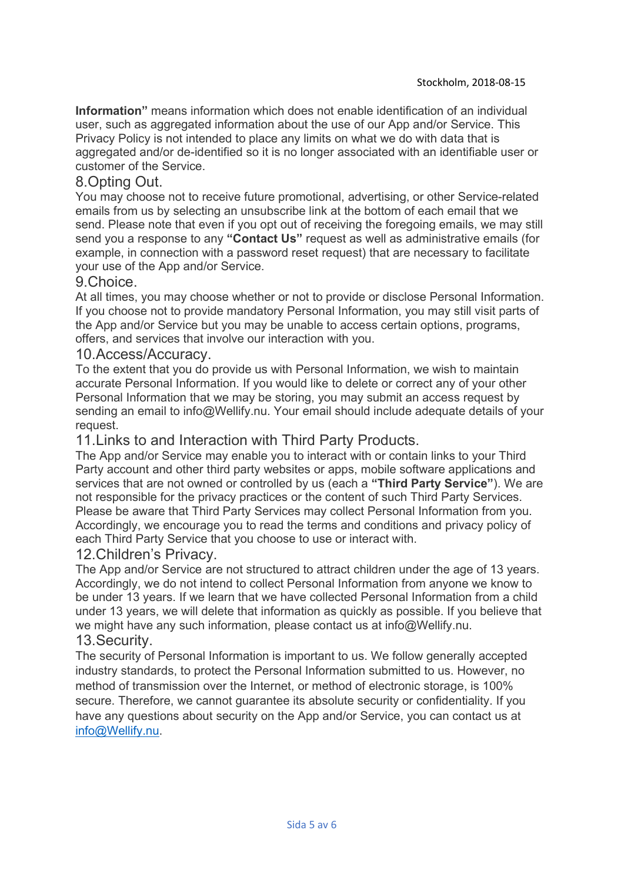**Information"** means information which does not enable identification of an individual user, such as aggregated information about the use of our App and/or Service. This Privacy Policy is not intended to place any limits on what we do with data that is aggregated and/or de-identified so it is no longer associated with an identifiable user or customer of the Service.

## 8.Opting Out.

You may choose not to receive future promotional, advertising, or other Service-related emails from us by selecting an unsubscribe link at the bottom of each email that we send. Please note that even if you opt out of receiving the foregoing emails, we may still send you a response to any **"Contact Us"** request as well as administrative emails (for example, in connection with a password reset request) that are necessary to facilitate your use of the App and/or Service.

## 9.Choice.

At all times, you may choose whether or not to provide or disclose Personal Information. If you choose not to provide mandatory Personal Information, you may still visit parts of the App and/or Service but you may be unable to access certain options, programs, offers, and services that involve our interaction with you.

## 10.Access/Accuracy.

To the extent that you do provide us with Personal Information, we wish to maintain accurate Personal Information. If you would like to delete or correct any of your other Personal Information that we may be storing, you may submit an access request by sending an email to info@Wellify.nu. Your email should include adequate details of your request.

## 11.Links to and Interaction with Third Party Products.

The App and/or Service may enable you to interact with or contain links to your Third Party account and other third party websites or apps, mobile software applications and services that are not owned or controlled by us (each a **"Third Party Service"**). We are not responsible for the privacy practices or the content of such Third Party Services. Please be aware that Third Party Services may collect Personal Information from you. Accordingly, we encourage you to read the terms and conditions and privacy policy of each Third Party Service that you choose to use or interact with.

## 12.Children's Privacy.

The App and/or Service are not structured to attract children under the age of 13 years. Accordingly, we do not intend to collect Personal Information from anyone we know to be under 13 years. If we learn that we have collected Personal Information from a child under 13 years, we will delete that information as quickly as possible. If you believe that we might have any such information, please contact us at info@Wellify.nu.

## 13.Security.

The security of Personal Information is important to us. We follow generally accepted industry standards, to protect the Personal Information submitted to us. However, no method of transmission over the Internet, or method of electronic storage, is 100% secure. Therefore, we cannot guarantee its absolute security or confidentiality. If you have any questions about security on the App and/or Service, you can contact us at info@Wellify.nu.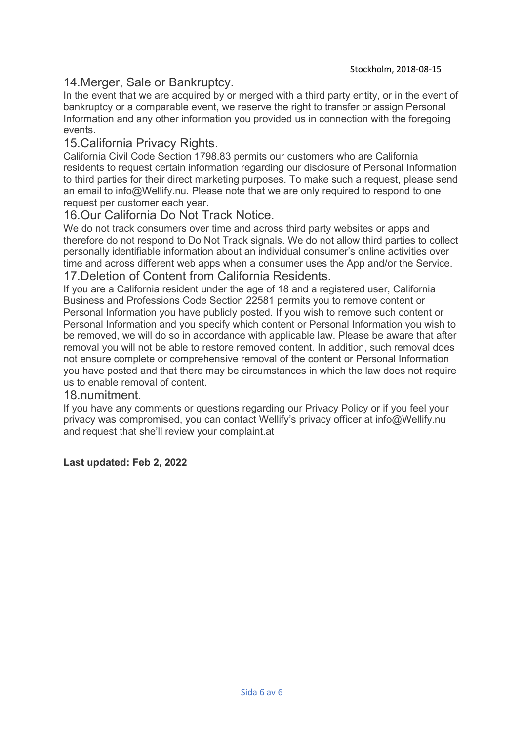Stockholm, 2018-08-15

## 14.Merger, Sale or Bankruptcy.

In the event that we are acquired by or merged with a third party entity, or in the event of bankruptcy or a comparable event, we reserve the right to transfer or assign Personal Information and any other information you provided us in connection with the foregoing events.

## 15.California Privacy Rights.

California Civil Code Section 1798.83 permits our customers who are California residents to request certain information regarding our disclosure of Personal Information to third parties for their direct marketing purposes. To make such a request, please send an email to info@Wellify.nu. Please note that we are only required to respond to one request per customer each year.

## 16.Our California Do Not Track Notice.

We do not track consumers over time and across third party websites or apps and therefore do not respond to Do Not Track signals. We do not allow third parties to collect personally identifiable information about an individual consumer's online activities over time and across different web apps when a consumer uses the App and/or the Service.

## 17.Deletion of Content from California Residents.

If you are a California resident under the age of 18 and a registered user, California Business and Professions Code Section 22581 permits you to remove content or Personal Information you have publicly posted. If you wish to remove such content or Personal Information and you specify which content or Personal Information you wish to be removed, we will do so in accordance with applicable law. Please be aware that after removal you will not be able to restore removed content. In addition, such removal does not ensure complete or comprehensive removal of the content or Personal Information you have posted and that there may be circumstances in which the law does not require us to enable removal of content.

## 18.numitment.

If you have any comments or questions regarding our Privacy Policy or if you feel your privacy was compromised, you can contact Wellify's privacy officer at info@Wellify.nu and request that she'll review your complaint.at

**Last updated: Feb 2, 2022**